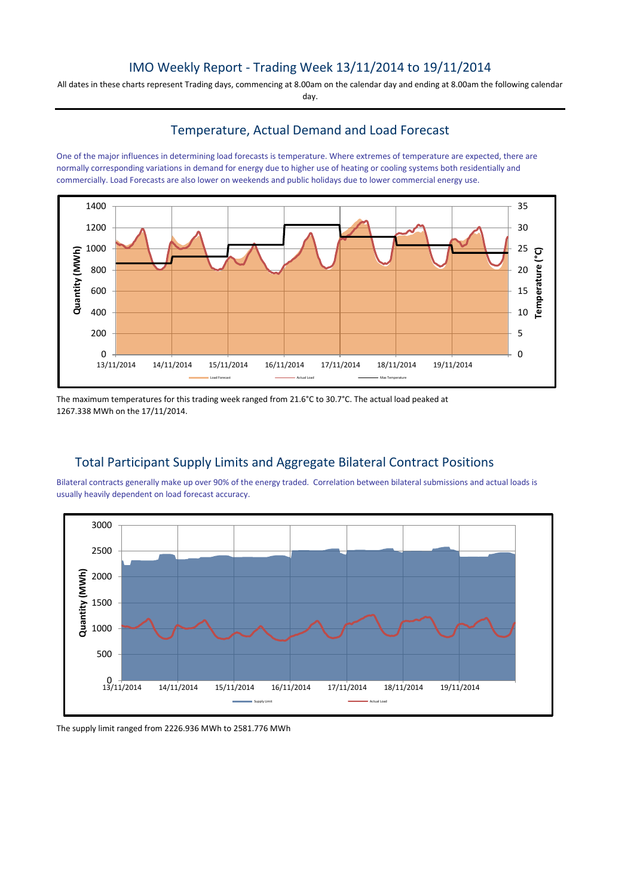# IMO Weekly Report - Trading Week 13/11/2014 to 19/11/2014

All dates in these charts represent Trading days, commencing at 8.00am on the calendar day and ending at 8.00am the following calendar day.

## Temperature, Actual Demand and Load Forecast

One of the major influences in determining load forecasts is temperature. Where extremes of temperature are expected, there are normally corresponding variations in demand for energy due to higher use of heating or cooling systems both residentially and commercially. Load Forecasts are also lower on weekends and public holidays due to lower commercial energy use.

Quantity (MWh)
1400
1200
1000
800
600
400
200
0
Temperature (°C)
35
30
25
20
15
10
5
0
13/11/2014
14/11/2014
15/11/2014
16/11/2014
17/11/2014
18/11/2014
19/11/2014
Load Forecast
Actual Load
Max Temperature

The maximum temperatures for this trading week ranged from 21.6°C to 30.7°C. The actual load peaked at 1267.338 MWh on the 17/11/2014.

## Total Participant Supply Limits and Aggregate Bilateral Contract Positions

Bilateral contracts generally make up over 90% of the energy traded. Correlation between bilateral submissions and actual loads is usually heavily dependent on load forecast accuracy.

Quantity (MWh)
3000
2500
2000
1500
1000
500
0
13/11/2014
14/11/2014
15/11/2014
16/11/2014
17/11/2014
18/11/2014
19/11/2014
Supply Limit
Actual Load

The supply limit ranged from 2226.936 MWh to 2581.776 MWh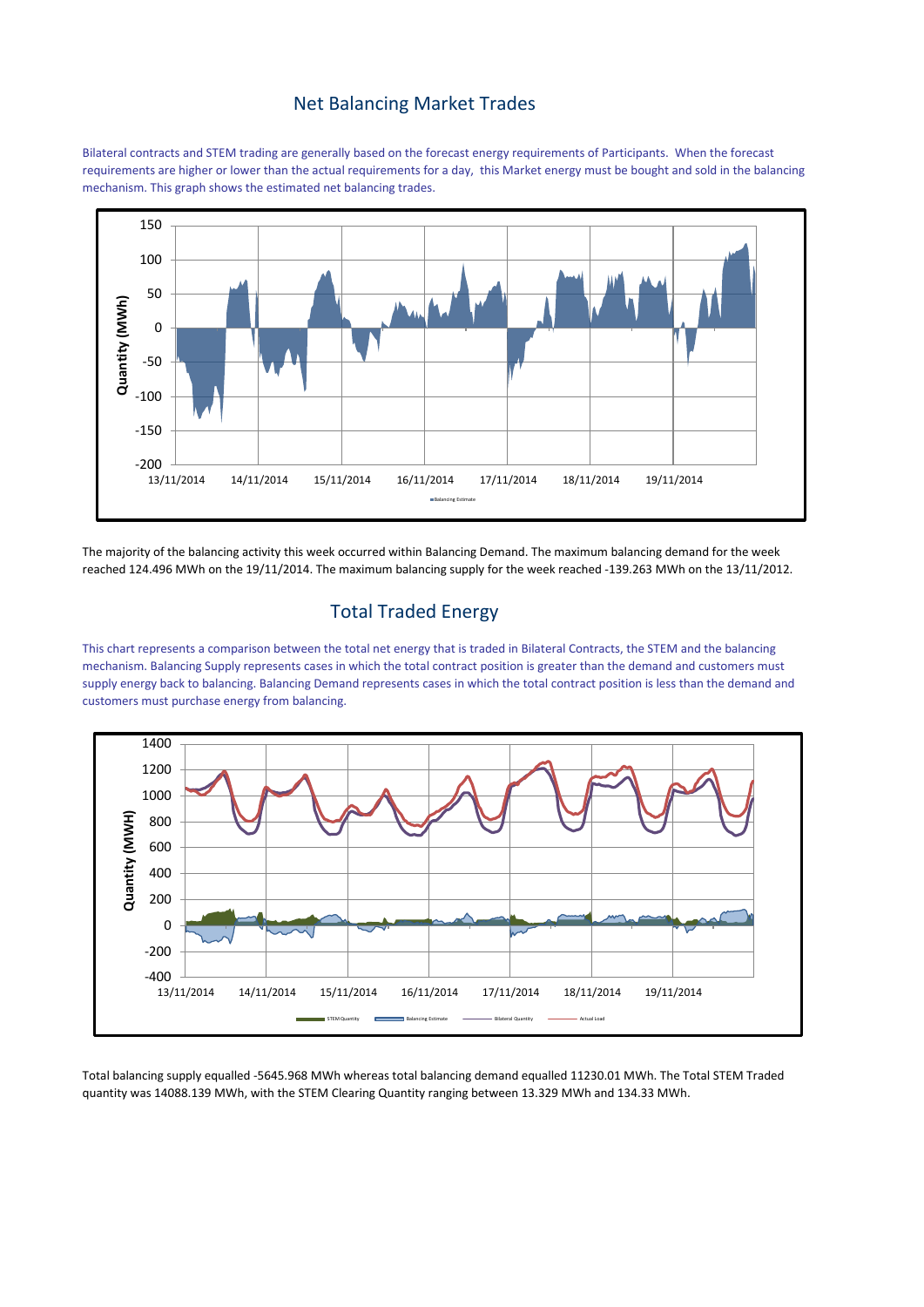## Net Balancing Market Trades

Bilateral contracts and STEM trading are generally based on the forecast energy requirements of Participants. When the forecast requirements are higher or lower than the actual requirements for a day, this Market energy must be bought and sold in the balancing mechanism. This graph shows the estimated net balancing trades.

Quantity (MWh)

150
100
50
0
-50
-100
-150
-200

13/11/2014 14/11/2014 15/11/2014 16/11/2014 17/11/2014 18/11/2014 19/11/2014

Balancing Estimate

The majority of the balancing activity this week occurred within Balancing Demand. The maximum balancing demand for the week reached 124.496 MWh on the 19/11/2014. The maximum balancing supply for the week reached -139.263 MWh on the 13/11/2012.

## Total Traded Energy

This chart represents a comparison between the total net energy that is traded in Bilateral Contracts, the STEM and the balancing mechanism. Balancing Supply represents cases in which the total contract position is greater than the demand and customers must supply energy back to balancing. Balancing Demand represents cases in which the total contract position is less than the demand and customers must purchase energy from balancing.

Quantity (MWH)

1400
1200
1000
800
600
400
200
0
-200
-400

13/11/2014 14/11/2014 15/11/2014 16/11/2014 17/11/2014 18/11/2014 19/11/2014

STEM Quantity, Balancing Estimate, Bilateral Quantity, Actual Load

Total balancing supply equalled -5645.968 MWh whereas total balancing demand equalled 11230.01 MWh. The Total STEM Traded quantity was 14088.139 MWh, with the STEM Clearing Quantity ranging between 13.329 MWh and 134.33 MWh.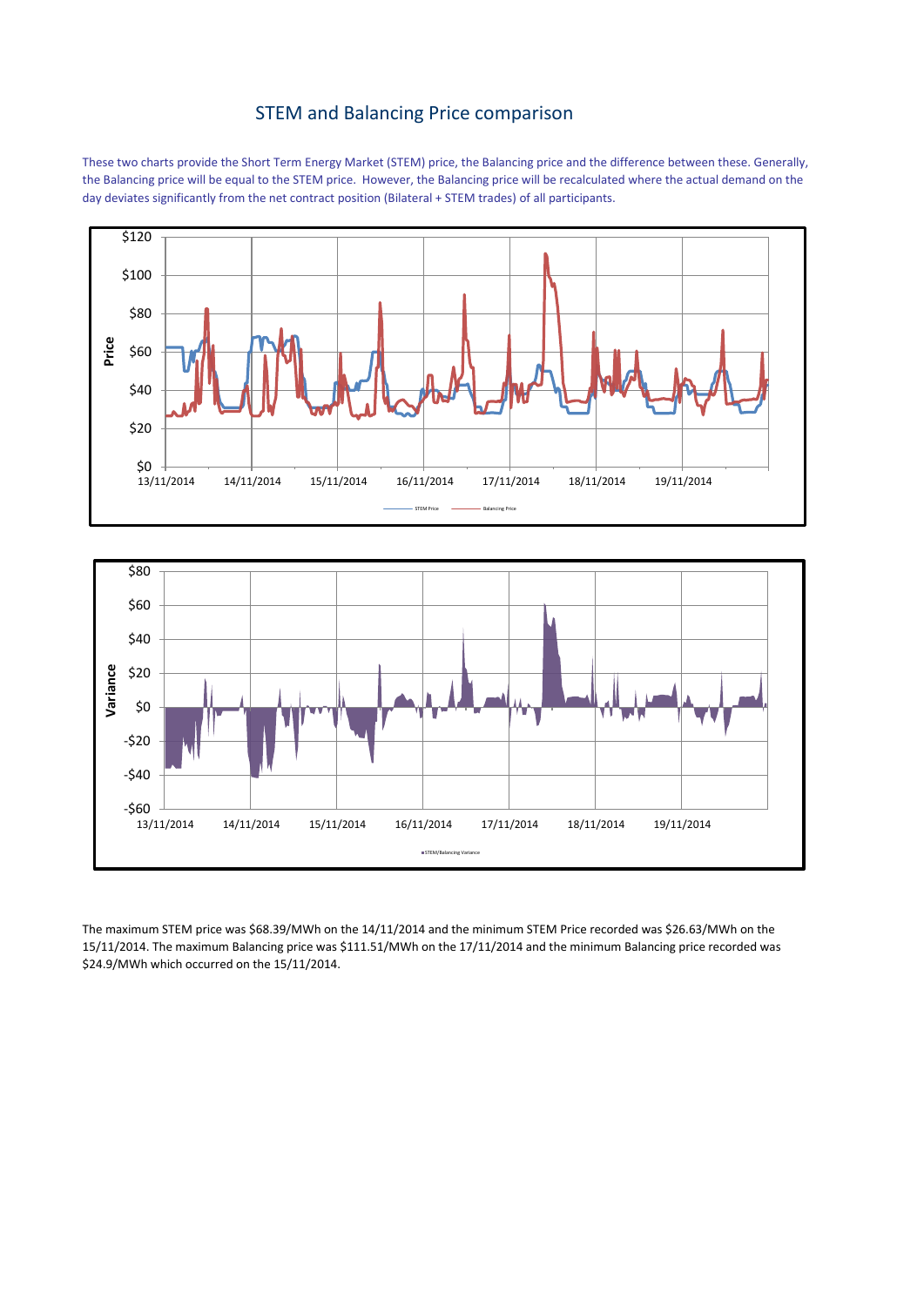## STEM and Balancing Price comparison

These two charts provide the Short Term Energy Market (STEM) price, the Balancing price and the difference between these. Generally, the Balancing price will be equal to the STEM price. However, the Balancing price will be recalculated where the actual demand on the day deviates significantly from the net contract position (Bilateral + STEM trades) of all participants.

Price

$120
$100
$80
$60
$40
$20
$0

13/11/2014 14/11/2014 15/11/2014 16/11/2014 17/11/2014 18/11/2014 19/11/2014

STEM Price
Balancing Price

Variance

$80
$60
$40
$20
$0
-$20
-$40
-$60

13/11/2014 14/11/2014 15/11/2014 16/11/2014 17/11/2014 18/11/2014 19/11/2014

STEM/Balancing Variance

The maximum STEM price was $68.39/MWh on the 14/11/2014 and the minimum STEM Price recorded was $26.63/MWh on the 15/11/2014. The maximum Balancing price was $111.51/MWh on the 17/11/2014 and the minimum Balancing price recorded was $24.9/MWh which occurred on the 15/11/2014.